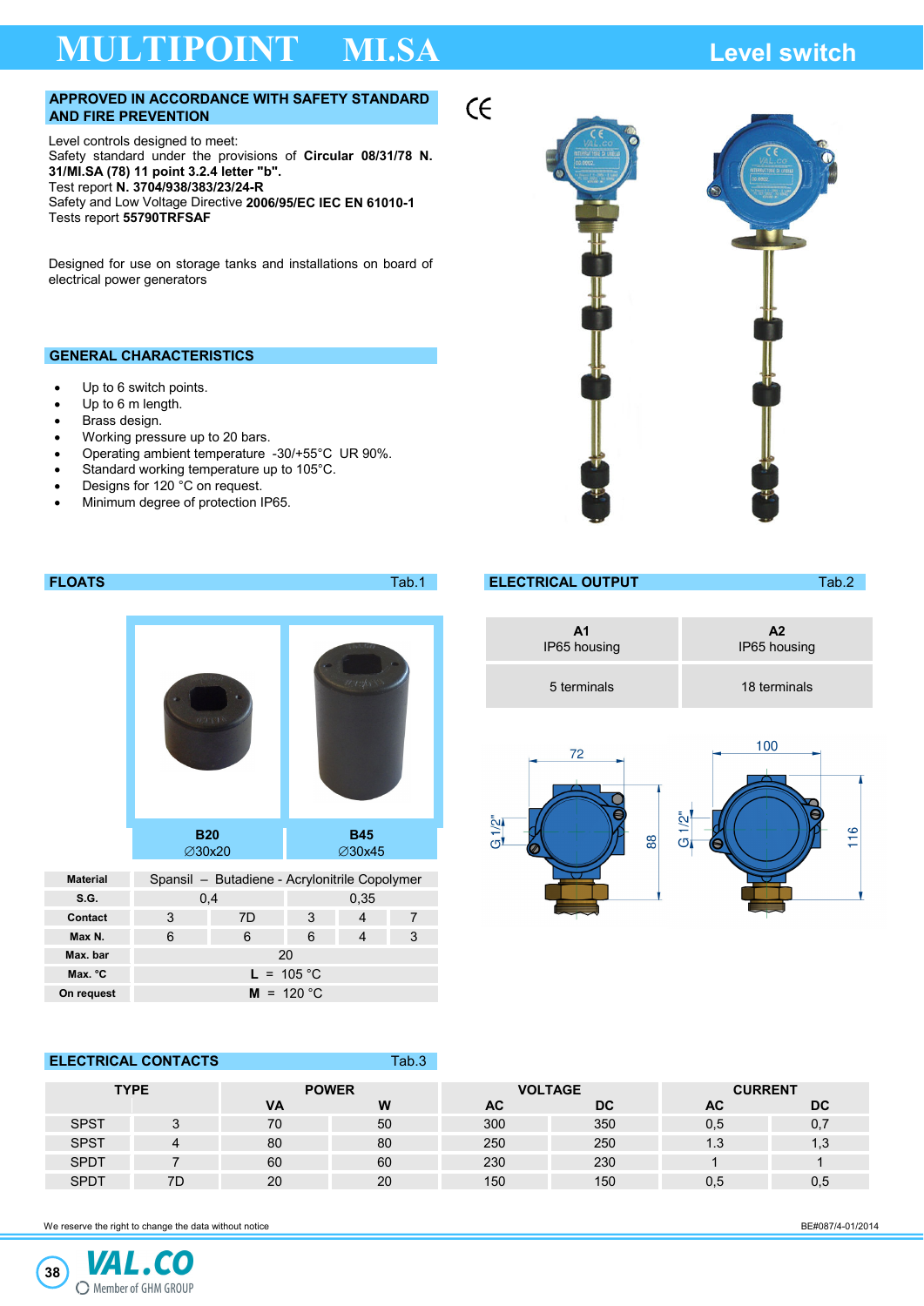# MULTIPOINT MI.SA

## Level switch

### APPROVED IN ACCORDANCE WITH SAFETY STANDARD AND FIRE PREVENTION

Level controls designed to meet:
Safety standard under the provisions of **Circular 08/31/78 N. 31/MI.SA (78) 11 point 3.2.4 letter "b".**
Test report **N. 3704/938/383/23/24-R**
Safety and Low Voltage Directive **2006/95/EC IEC EN 61010-1**
Tests report **55790TRFSAF**

Designed for use on storage tanks and installations on board of electrical power generators

### GENERAL CHARACTERISTICS

- Up to 6 switch points.
- Up to 6 m length.
- Brass design.
- Working pressure up to 20 bars.
- Operating ambient temperature -30/+55°C UR 90%.
- Standard working temperature up to 105°C.
- Designs for 120 °C on request.
- Minimum degree of protection IP65.

### FLOATS Tab.1

| | **B20** ∅30x20 | | **B45** ∅30x45 | |
|---|---|---|---|---|
| **Material** | Spansil – Butadiene - Acrylonitrile Copolymer | | | |
| **S.G.** | 0,4 | | 0,35 | |
| **Contact** | 3 | 7D | 3 | 4 | 7 |
| **Max N.** | 6 | 6 | 6 | 4 | 3 |
| **Max. bar** | 20 | | | | |
| **Max. °C** | **L** = 105 °C | | | | |
| **On request** | **M** = 120 °C | | | | |

### ELECTRICAL OUTPUT Tab.2

| **A1** IP65 housing | **A2** IP65 housing |
|---|---|
| 5 terminals | 18 terminals |

A1: 72 × 88, G 1/2" — A2: 100 × 116, G 1/2"

### ELECTRICAL CONTACTS Tab.3

| TYPE | | POWER | | VOLTAGE | | CURRENT | |
|---|---|---|---|---|---|---|---|
| | | VA | W | AC | DC | AC | DC |
| SPST | 3 | 70 | 50 | 300 | 350 | 0,5 | 0,7 |
| SPST | 4 | 80 | 80 | 250 | 250 | 1.3 | 1,3 |
| SPDT | 7 | 60 | 60 | 230 | 230 | 1 | 1 |
| SPDT | 7D | 20 | 20 | 150 | 150 | 0,5 | 0,5 |

We reserve the right to change the data without notice

BE#087/4-01/2014

VAL.CO Member of GHM GROUP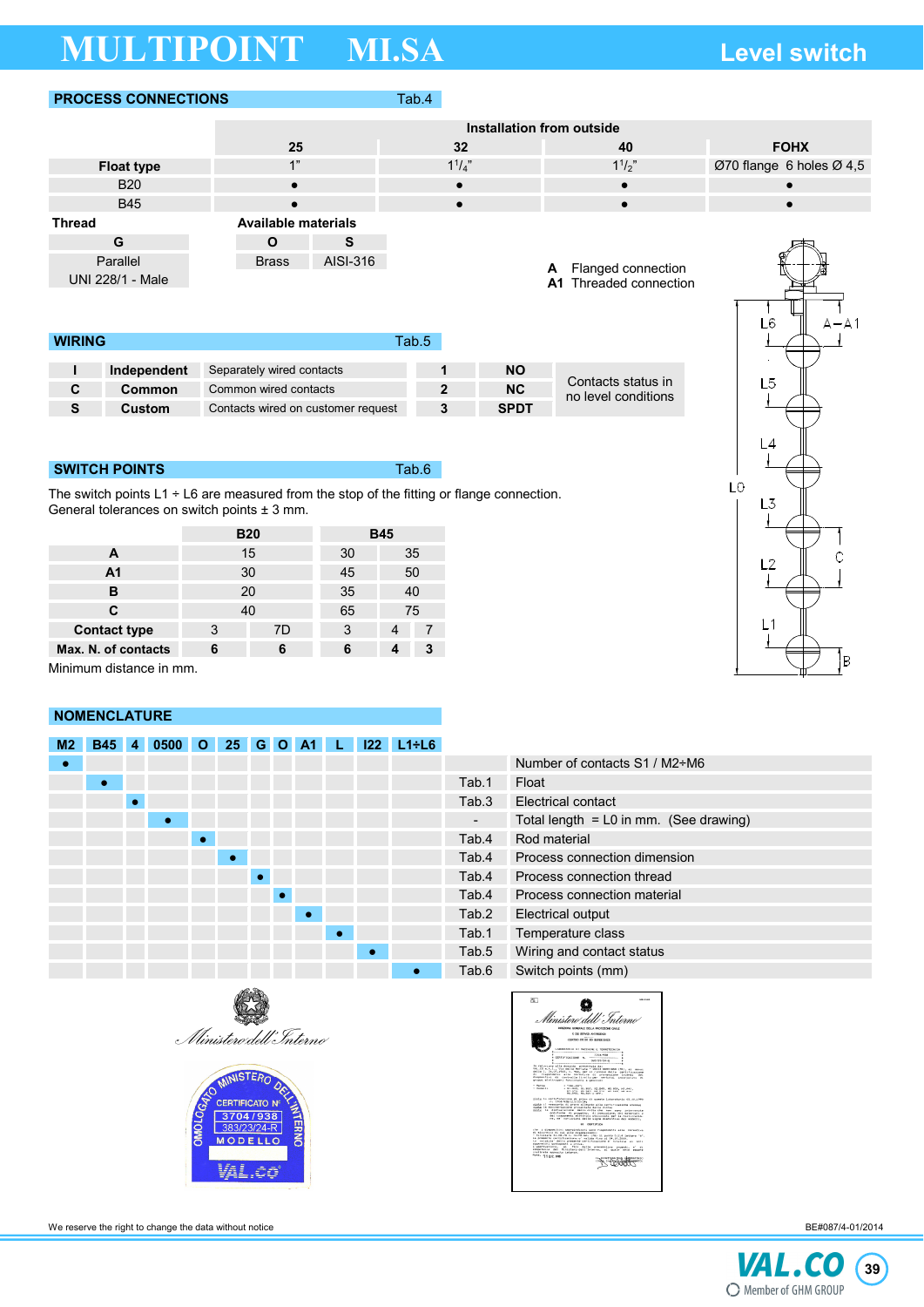# MULTIPOINT MI.SA

## Level switch

## PROCESS CONNECTIONS Tab.4

| | Installation from outside | | | |
|---|---|---|---|---|
| | 25 | 32 | 40 | FOHX |
| Float type | 1" | $1^1/_4$" | $1^1/_2$" | Ø70 flange 6 holes Ø 4,5 |
| B20 | • | • | • | • |
| B45 | • | • | • | • |

| Thread |
|---|
| G |
| Parallel UNI 228/1 - Male |

| Available materials | |
|---|---|
| O | S |
| Brass | AISI-316 |

**A** Flanged connection
**A1** Threaded connection

L6
A–A1
L5
L4
L0
L3
L2
C
L1
B

## WIRING Tab.5

| | | | | | |
|---|---|---|---|---|---|
| I | Independent | Separately wired contacts | 1 | NO | Contacts status in no level conditions |
| C | Common | Common wired contacts | 2 | NC | |
| S | Custom | Contacts wired on customer request | 3 | SPDT | |

## SWITCH POINTS Tab.6

The switch points L1 ÷ L6 are measured from the stop of the fitting or flange connection.
General tolerances on switch points ± 3 mm.

| | B20 | | B45 | | |
|---|---|---|---|---|---|
| A | 15 | | 30 | 35 | |
| A1 | 30 | | 45 | 50 | |
| B | 20 | | 35 | 40 | |
| C | 40 | | 65 | 75 | |
| Contact type | 3 | 7D | 3 | 4 | 7 |
| Max. N. of contacts | 6 | 6 | 6 | 4 | 3 |

Minimum distance in mm.

## NOMENCLATURE

| M2 | B45 | 4 | 0500 | O | 25 | G | O | A1 | L | I22 | L1÷L6 | | |
|---|---|---|---|---|---|---|---|---|---|---|---|---|---|
| • | | | | | | | | | | | | | Number of contacts S1 / M2÷M6 |
| | • | | | | | | | | | | | Tab.1 | Float |
| | | • | | | | | | | | | | Tab.3 | Electrical contact |
| | | | • | | | | | | | | | - | Total length = L0 in mm. (See drawing) |
| | | | | • | | | | | | | | Tab.4 | Rod material |
| | | | | | • | | | | | | | Tab.4 | Process connection dimension |
| | | | | | | • | | | | | | Tab.4 | Process connection thread |
| | | | | | | | • | | | | | Tab.4 | Process connection material |
| | | | | | | | | • | | | | Tab.2 | Electrical output |
| | | | | | | | | | • | | | Tab.1 | Temperature class |
| | | | | | | | | | | • | | Tab.5 | Wiring and contact status |
| | | | | | | | | | | | • | Tab.6 | Switch points (mm) |

Ministero dell'Interno

OMOLOGATO MINISTERO DELL'INTERNO
CERTIFICATO N°
3704/938
383/23/24-R
MODELLO
VAL.CO

We reserve the right to change the data without notice

BE#087/4-01/2014